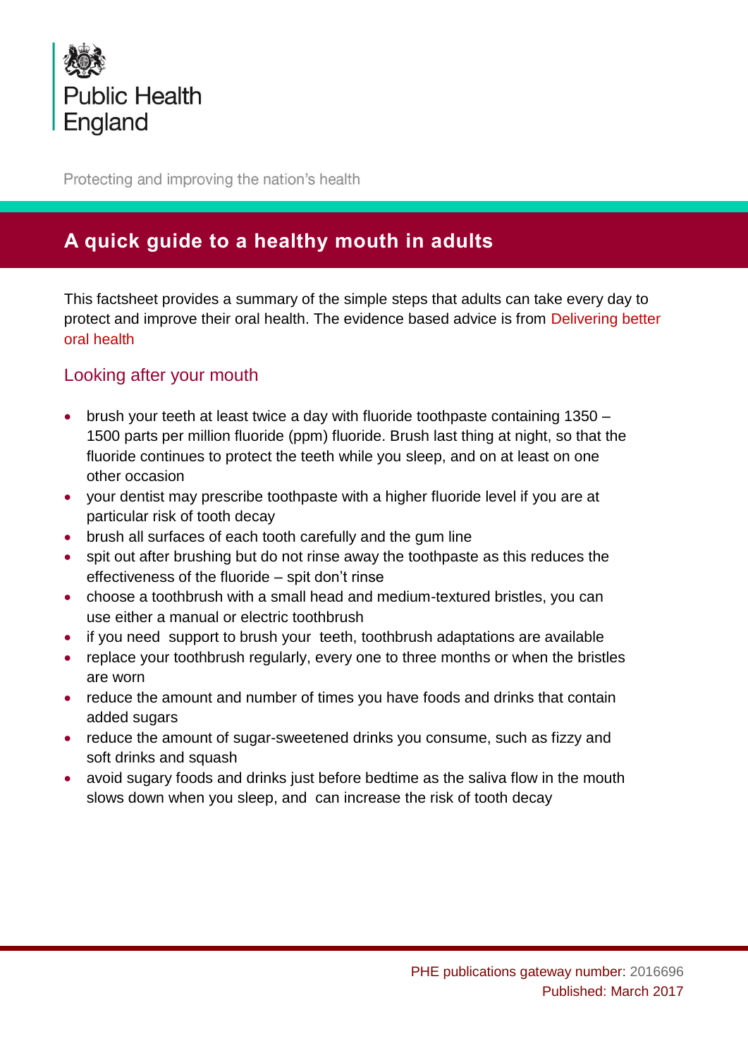Public Health England

Protecting and improving the nation's health

# A quick guide to a healthy mouth in adults

This factsheet provides a summary of the simple steps that adults can take every day to protect and improve their oral health. The evidence based advice is from Delivering better oral health

## Looking after your mouth

- brush your teeth at least twice a day with fluoride toothpaste containing 1350 – 1500 parts per million fluoride (ppm) fluoride. Brush last thing at night, so that the fluoride continues to protect the teeth while you sleep, and on at least on one other occasion
- your dentist may prescribe toothpaste with a higher fluoride level if you are at particular risk of tooth decay
- brush all surfaces of each tooth carefully and the gum line
- spit out after brushing but do not rinse away the toothpaste as this reduces the effectiveness of the fluoride – spit don't rinse
- choose a toothbrush with a small head and medium-textured bristles, you can use either a manual or electric toothbrush
- if you need support to brush your teeth, toothbrush adaptations are available
- replace your toothbrush regularly, every one to three months or when the bristles are worn
- reduce the amount and number of times you have foods and drinks that contain added sugars
- reduce the amount of sugar-sweetened drinks you consume, such as fizzy and soft drinks and squash
- avoid sugary foods and drinks just before bedtime as the saliva flow in the mouth slows down when you sleep, and can increase the risk of tooth decay

PHE publications gateway number: 2016696
Published: March 2017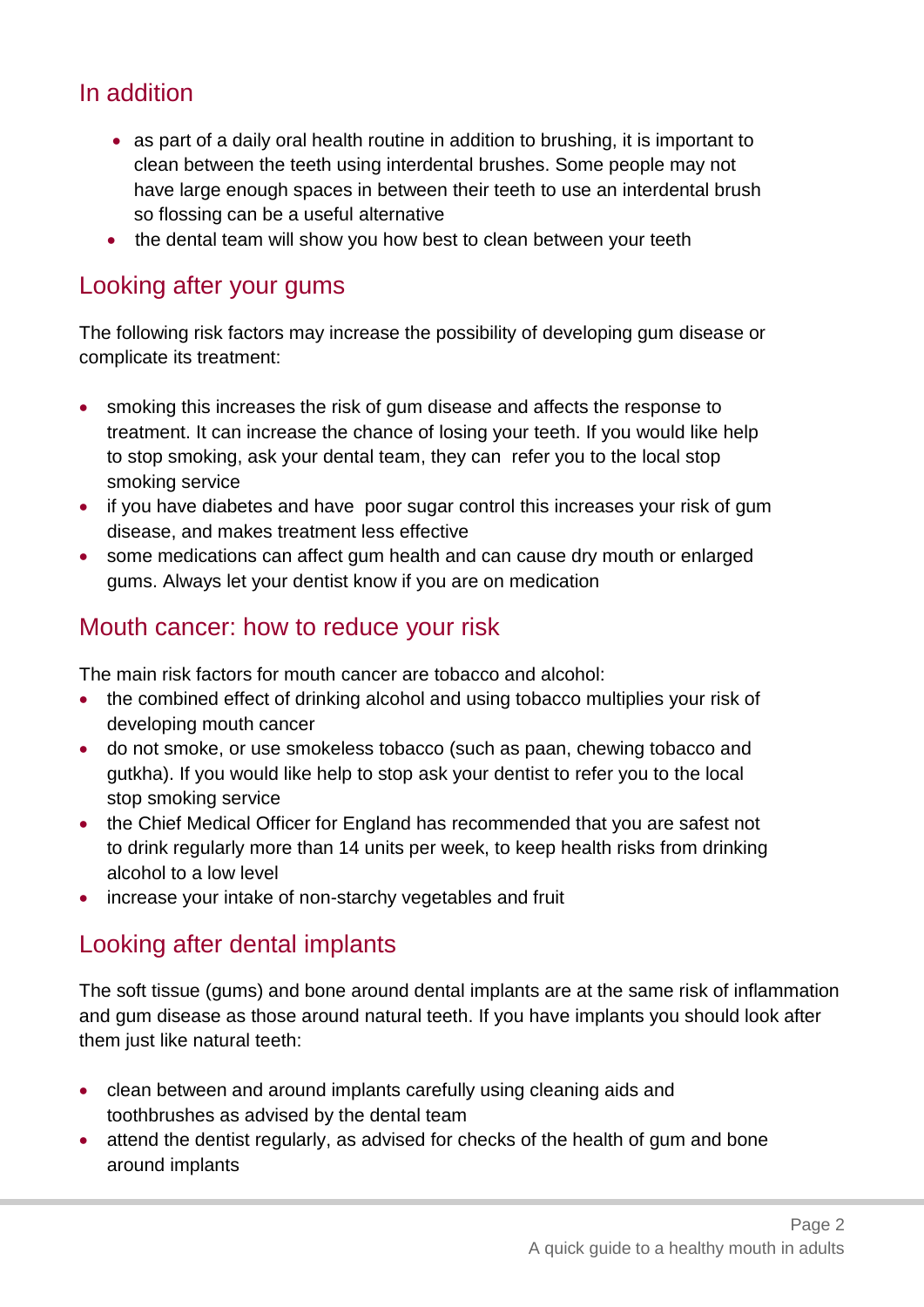## In addition

- as part of a daily oral health routine in addition to brushing, it is important to clean between the teeth using interdental brushes. Some people may not have large enough spaces in between their teeth to use an interdental brush so flossing can be a useful alternative
- the dental team will show you how best to clean between your teeth

## Looking after your gums

The following risk factors may increase the possibility of developing gum disease or complicate its treatment:

- smoking this increases the risk of gum disease and affects the response to treatment. It can increase the chance of losing your teeth. If you would like help to stop smoking, ask your dental team, they can refer you to the local stop smoking service
- if you have diabetes and have poor sugar control this increases your risk of gum disease, and makes treatment less effective
- some medications can affect gum health and can cause dry mouth or enlarged gums. Always let your dentist know if you are on medication

## Mouth cancer: how to reduce your risk

The main risk factors for mouth cancer are tobacco and alcohol:

- the combined effect of drinking alcohol and using tobacco multiplies your risk of developing mouth cancer
- do not smoke, or use smokeless tobacco (such as paan, chewing tobacco and gutkha). If you would like help to stop ask your dentist to refer you to the local stop smoking service
- the Chief Medical Officer for England has recommended that you are safest not to drink regularly more than 14 units per week, to keep health risks from drinking alcohol to a low level
- increase your intake of non-starchy vegetables and fruit

## Looking after dental implants

The soft tissue (gums) and bone around dental implants are at the same risk of inflammation and gum disease as those around natural teeth. If you have implants you should look after them just like natural teeth:

- clean between and around implants carefully using cleaning aids and toothbrushes as advised by the dental team
- attend the dentist regularly, as advised for checks of the health of gum and bone around implants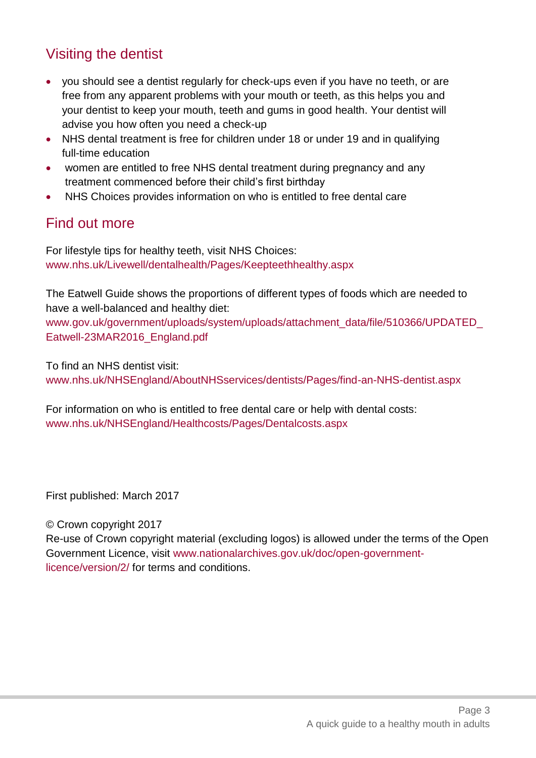## Visiting the dentist

- you should see a dentist regularly for check-ups even if you have no teeth, or are free from any apparent problems with your mouth or teeth, as this helps you and your dentist to keep your mouth, teeth and gums in good health. Your dentist will advise you how often you need a check-up
- NHS dental treatment is free for children under 18 or under 19 and in qualifying full-time education
- women are entitled to free NHS dental treatment during pregnancy and any treatment commenced before their child's first birthday
- NHS Choices provides information on who is entitled to free dental care

## Find out more

For lifestyle tips for healthy teeth, visit NHS Choices:
www.nhs.uk/Livewell/dentalhealth/Pages/Keepteethhealthy.aspx

The Eatwell Guide shows the proportions of different types of foods which are needed to have a well-balanced and healthy diet:
www.gov.uk/government/uploads/system/uploads/attachment_data/file/510366/UPDATED_Eatwell-23MAR2016_England.pdf

To find an NHS dentist visit:
www.nhs.uk/NHSEngland/AboutNHSservices/dentists/Pages/find-an-NHS-dentist.aspx

For information on who is entitled to free dental care or help with dental costs:
www.nhs.uk/NHSEngland/Healthcosts/Pages/Dentalcosts.aspx

First published: March 2017

© Crown copyright 2017
Re-use of Crown copyright material (excluding logos) is allowed under the terms of the Open Government Licence, visit www.nationalarchives.gov.uk/doc/open-government-licence/version/2/ for terms and conditions.